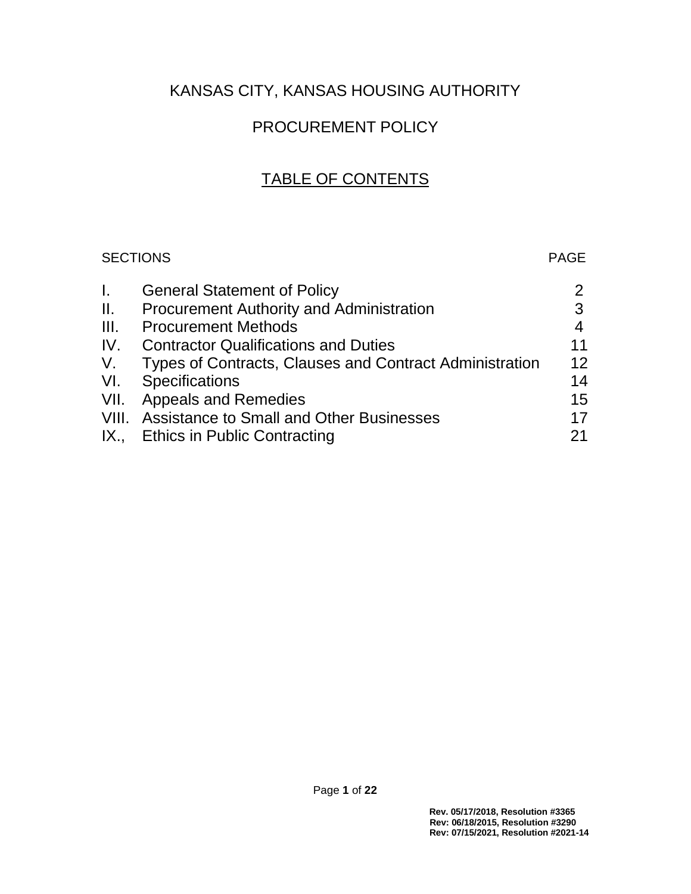# KANSAS CITY, KANSAS HOUSING AUTHORITY

## PROCUREMENT POLICY

## TABLE OF CONTENTS

| SECTIONS | | PAGE |
| --- | --- | --- |
| I. | General Statement of Policy | 2 |
| II. | Procurement Authority and Administration | 3 |
| III. | Procurement Methods | 4 |
| IV. | Contractor Qualifications and Duties | 11 |
| V. | Types of Contracts, Clauses and Contract Administration | 12 |
| VI. | Specifications | 14 |
| VII. | Appeals and Remedies | 15 |
| VIII. | Assistance to Small and Other Businesses | 17 |
| IX., | Ethics in Public Contracting | 21 |

**Rev. 05/17/2018, Resolution #3365**
**Rev: 06/18/2015, Resolution #3290**
**Rev: 07/15/2021, Resolution #2021-14**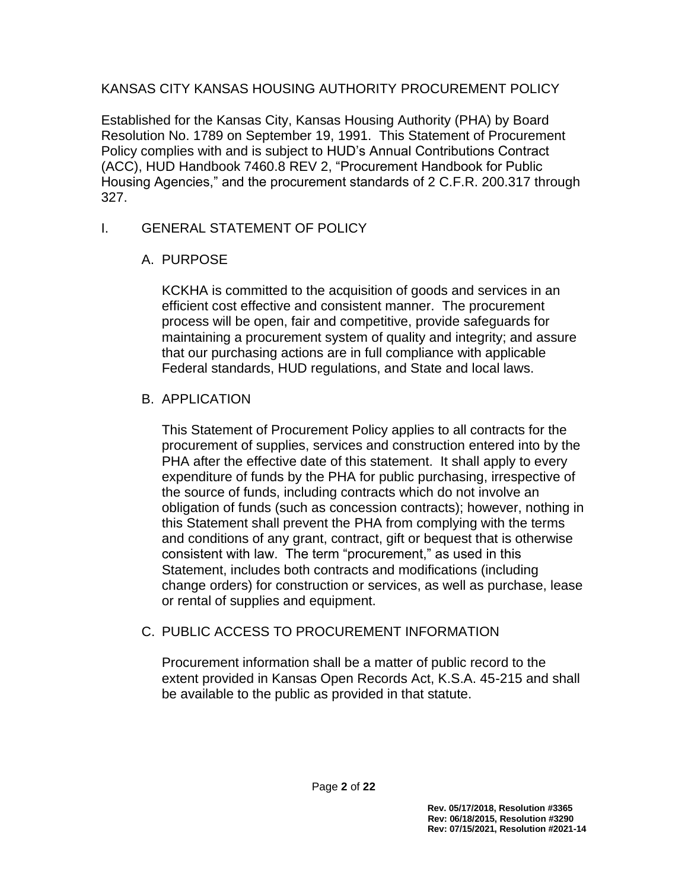# KANSAS CITY KANSAS HOUSING AUTHORITY PROCUREMENT POLICY

Established for the Kansas City, Kansas Housing Authority (PHA) by Board Resolution No. 1789 on September 19, 1991. This Statement of Procurement Policy complies with and is subject to HUD's Annual Contributions Contract (ACC), HUD Handbook 7460.8 REV 2, "Procurement Handbook for Public Housing Agencies," and the procurement standards of 2 C.F.R. 200.317 through 327.

## I. GENERAL STATEMENT OF POLICY

### A. PURPOSE

KCKHA is committed to the acquisition of goods and services in an efficient cost effective and consistent manner. The procurement process will be open, fair and competitive, provide safeguards for maintaining a procurement system of quality and integrity; and assure that our purchasing actions are in full compliance with applicable Federal standards, HUD regulations, and State and local laws.

### B. APPLICATION

This Statement of Procurement Policy applies to all contracts for the procurement of supplies, services and construction entered into by the PHA after the effective date of this statement. It shall apply to every expenditure of funds by the PHA for public purchasing, irrespective of the source of funds, including contracts which do not involve an obligation of funds (such as concession contracts); however, nothing in this Statement shall prevent the PHA from complying with the terms and conditions of any grant, contract, gift or bequest that is otherwise consistent with law. The term "procurement," as used in this Statement, includes both contracts and modifications (including change orders) for construction or services, as well as purchase, lease or rental of supplies and equipment.

### C. PUBLIC ACCESS TO PROCUREMENT INFORMATION

Procurement information shall be a matter of public record to the extent provided in Kansas Open Records Act, K.S.A. 45-215 and shall be available to the public as provided in that statute.

**Rev. 05/17/2018, Resolution #3365**
**Rev: 06/18/2015, Resolution #3290**
**Rev: 07/15/2021, Resolution #2021-14**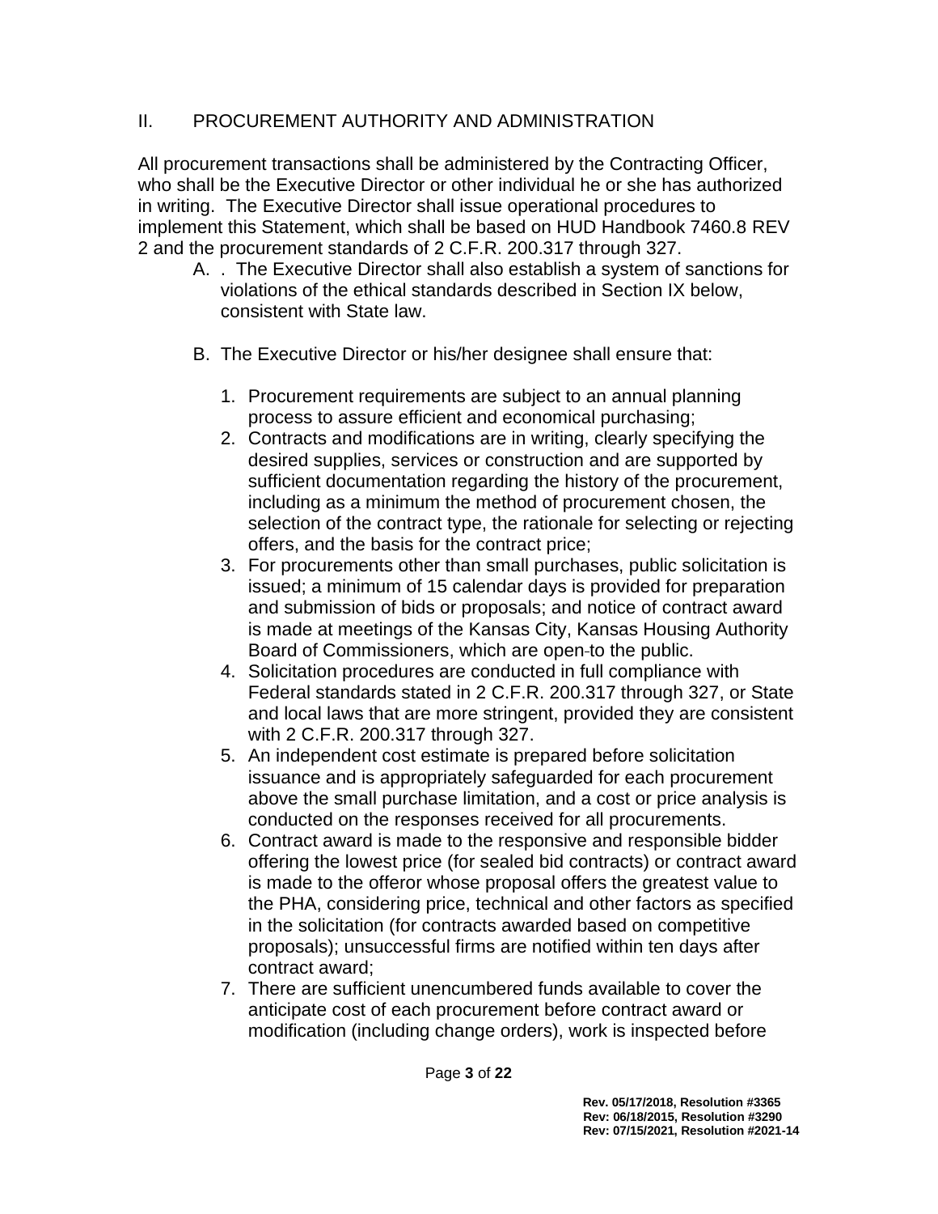## II. PROCUREMENT AUTHORITY AND ADMINISTRATION

All procurement transactions shall be administered by the Contracting Officer, who shall be the Executive Director or other individual he or she has authorized in writing. The Executive Director shall issue operational procedures to implement this Statement, which shall be based on HUD Handbook 7460.8 REV 2 and the procurement standards of 2 C.F.R. 200.317 through 327.

A. . The Executive Director shall also establish a system of sanctions for violations of the ethical standards described in Section IX below, consistent with State law.

B. The Executive Director or his/her designee shall ensure that:

   1. Procurement requirements are subject to an annual planning process to assure efficient and economical purchasing;
   2. Contracts and modifications are in writing, clearly specifying the desired supplies, services or construction and are supported by sufficient documentation regarding the history of the procurement, including as a minimum the method of procurement chosen, the selection of the contract type, the rationale for selecting or rejecting offers, and the basis for the contract price;
   3. For procurements other than small purchases, public solicitation is issued; a minimum of 15 calendar days is provided for preparation and submission of bids or proposals; and notice of contract award is made at meetings of the Kansas City, Kansas Housing Authority Board of Commissioners, which are open to the public.
   4. Solicitation procedures are conducted in full compliance with Federal standards stated in 2 C.F.R. 200.317 through 327, or State and local laws that are more stringent, provided they are consistent with 2 C.F.R. 200.317 through 327.
   5. An independent cost estimate is prepared before solicitation issuance and is appropriately safeguarded for each procurement above the small purchase limitation, and a cost or price analysis is conducted on the responses received for all procurements.
   6. Contract award is made to the responsive and responsible bidder offering the lowest price (for sealed bid contracts) or contract award is made to the offeror whose proposal offers the greatest value to the PHA, considering price, technical and other factors as specified in the solicitation (for contracts awarded based on competitive proposals); unsuccessful firms are notified within ten days after contract award;
   7. There are sufficient unencumbered funds available to cover the anticipate cost of each procurement before contract award or modification (including change orders), work is inspected before

Rev. 05/17/2018, Resolution #3365
Rev: 06/18/2015, Resolution #3290
Rev: 07/15/2021, Resolution #2021-14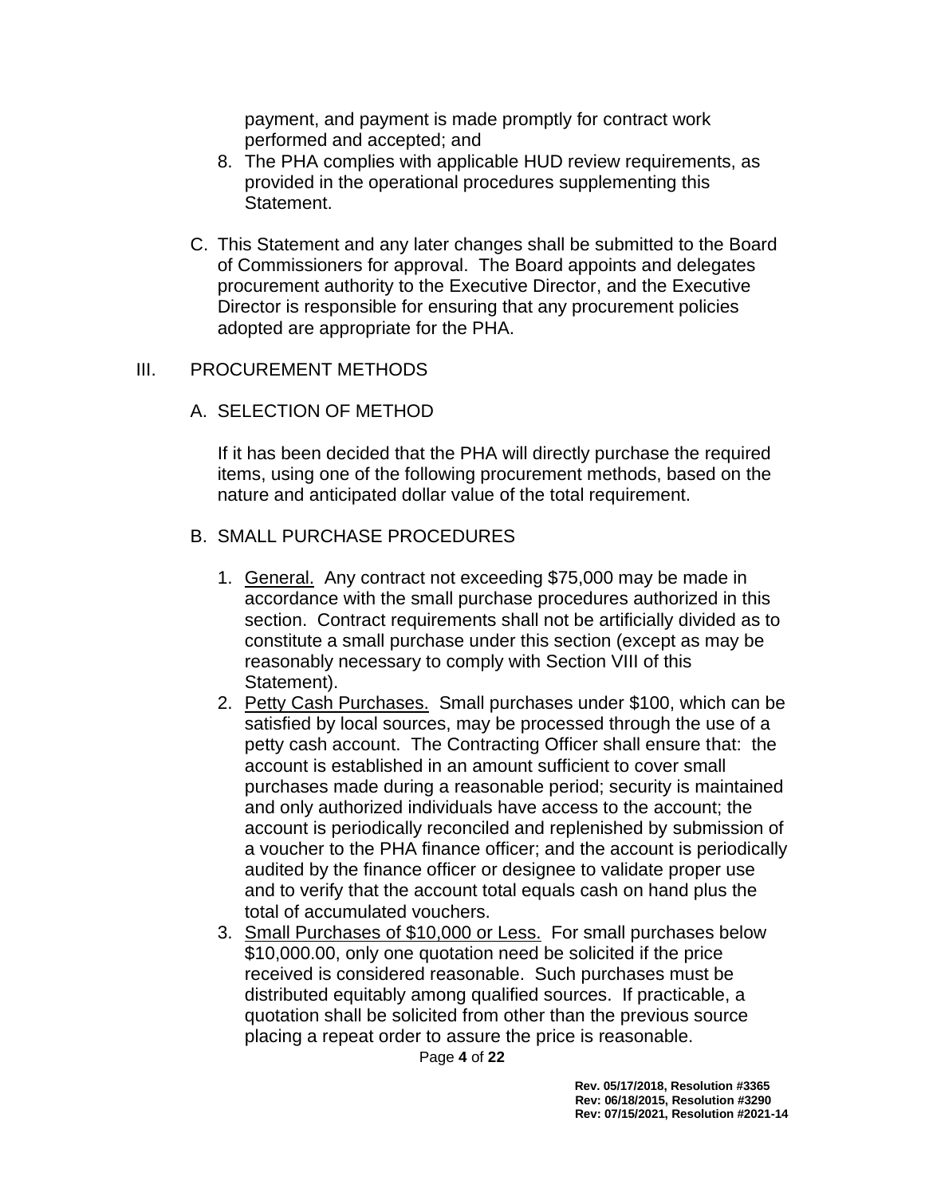payment, and payment is made promptly for contract work performed and accepted; and

8. The PHA complies with applicable HUD review requirements, as provided in the operational procedures supplementing this Statement.

C. This Statement and any later changes shall be submitted to the Board of Commissioners for approval. The Board appoints and delegates procurement authority to the Executive Director, and the Executive Director is responsible for ensuring that any procurement policies adopted are appropriate for the PHA.

## III. PROCUREMENT METHODS

### A. SELECTION OF METHOD

If it has been decided that the PHA will directly purchase the required items, using one of the following procurement methods, based on the nature and anticipated dollar value of the total requirement.

### B. SMALL PURCHASE PROCEDURES

1. General. Any contract not exceeding $75,000 may be made in accordance with the small purchase procedures authorized in this section. Contract requirements shall not be artificially divided as to constitute a small purchase under this section (except as may be reasonably necessary to comply with Section VIII of this Statement).
2. Petty Cash Purchases. Small purchases under $100, which can be satisfied by local sources, may be processed through the use of a petty cash account. The Contracting Officer shall ensure that: the account is established in an amount sufficient to cover small purchases made during a reasonable period; security is maintained and only authorized individuals have access to the account; the account is periodically reconciled and replenished by submission of a voucher to the PHA finance officer; and the account is periodically audited by the finance officer or designee to validate proper use and to verify that the account total equals cash on hand plus the total of accumulated vouchers.
3. Small Purchases of $10,000 or Less. For small purchases below $10,000.00, only one quotation need be solicited if the price received is considered reasonable. Such purchases must be distributed equitably among qualified sources. If practicable, a quotation shall be solicited from other than the previous source placing a repeat order to assure the price is reasonable.

**Rev. 05/17/2018, Resolution #3365**
**Rev: 06/18/2015, Resolution #3290**
**Rev: 07/15/2021, Resolution #2021-14**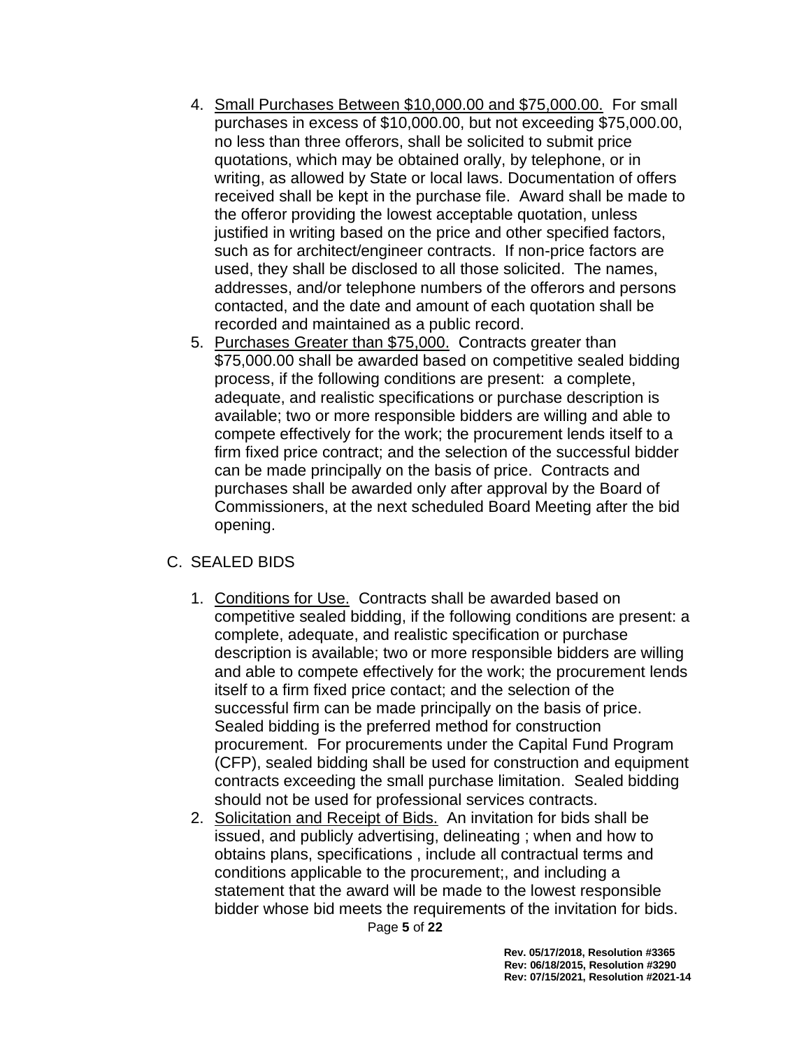4. Small Purchases Between $10,000.00 and $75,000.00. For small purchases in excess of $10,000.00, but not exceeding $75,000.00, no less than three offerors, shall be solicited to submit price quotations, which may be obtained orally, by telephone, or in writing, as allowed by State or local laws. Documentation of offers received shall be kept in the purchase file. Award shall be made to the offeror providing the lowest acceptable quotation, unless justified in writing based on the price and other specified factors, such as for architect/engineer contracts. If non-price factors are used, they shall be disclosed to all those solicited. The names, addresses, and/or telephone numbers of the offerors and persons contacted, and the date and amount of each quotation shall be recorded and maintained as a public record.
5. Purchases Greater than $75,000. Contracts greater than $75,000.00 shall be awarded based on competitive sealed bidding process, if the following conditions are present: a complete, adequate, and realistic specifications or purchase description is available; two or more responsible bidders are willing and able to compete effectively for the work; the procurement lends itself to a firm fixed price contract; and the selection of the successful bidder can be made principally on the basis of price. Contracts and purchases shall be awarded only after approval by the Board of Commissioners, at the next scheduled Board Meeting after the bid opening.

C. SEALED BIDS

1. Conditions for Use. Contracts shall be awarded based on competitive sealed bidding, if the following conditions are present: a complete, adequate, and realistic specification or purchase description is available; two or more responsible bidders are willing and able to compete effectively for the work; the procurement lends itself to a firm fixed price contact; and the selection of the successful firm can be made principally on the basis of price. Sealed bidding is the preferred method for construction procurement. For procurements under the Capital Fund Program (CFP), sealed bidding shall be used for construction and equipment contracts exceeding the small purchase limitation. Sealed bidding should not be used for professional services contracts.
2. Solicitation and Receipt of Bids. An invitation for bids shall be issued, and publicly advertising, delineating ; when and how to obtains plans, specifications , include all contractual terms and conditions applicable to the procurement;, and including a statement that the award will be made to the lowest responsible bidder whose bid meets the requirements of the invitation for bids.

Rev. 05/17/2018, Resolution #3365
Rev: 06/18/2015, Resolution #3290
Rev: 07/15/2021, Resolution #2021-14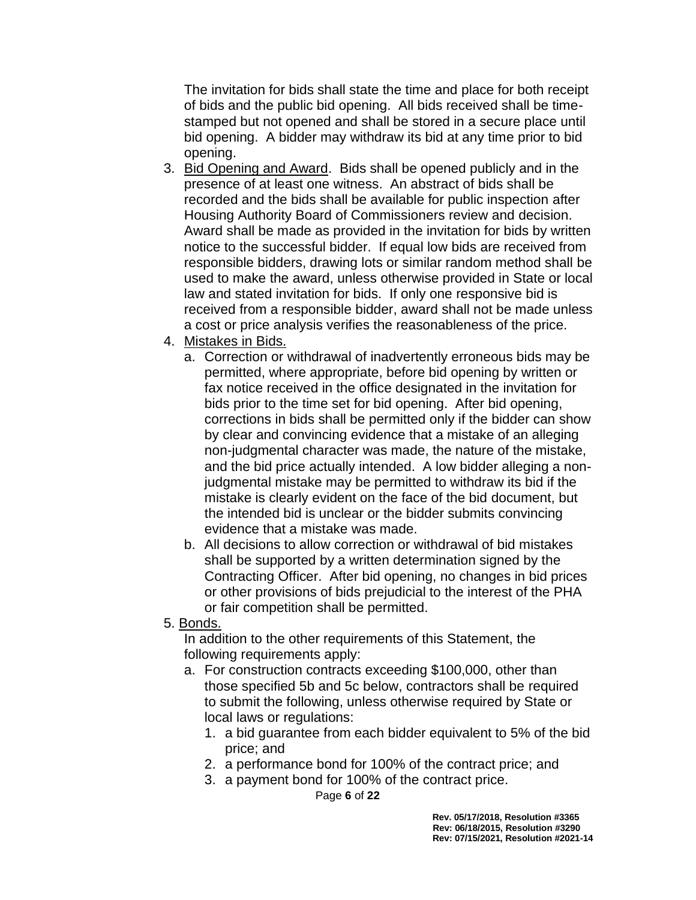The invitation for bids shall state the time and place for both receipt of bids and the public bid opening. All bids received shall be time-stamped but not opened and shall be stored in a secure place until bid opening. A bidder may withdraw its bid at any time prior to bid opening.

3. <u>Bid Opening and Award</u>. Bids shall be opened publicly and in the presence of at least one witness. An abstract of bids shall be recorded and the bids shall be available for public inspection after Housing Authority Board of Commissioners review and decision. Award shall be made as provided in the invitation for bids by written notice to the successful bidder. If equal low bids are received from responsible bidders, drawing lots or similar random method shall be used to make the award, unless otherwise provided in State or local law and stated invitation for bids. If only one responsive bid is received from a responsible bidder, award shall not be made unless a cost or price analysis verifies the reasonableness of the price.
4. <u>Mistakes in Bids.</u>
   a. Correction or withdrawal of inadvertently erroneous bids may be permitted, where appropriate, before bid opening by written or fax notice received in the office designated in the invitation for bids prior to the time set for bid opening. After bid opening, corrections in bids shall be permitted only if the bidder can show by clear and convincing evidence that a mistake of an alleging non-judgmental character was made, the nature of the mistake, and the bid price actually intended. A low bidder alleging a non-judgmental mistake may be permitted to withdraw its bid if the mistake is clearly evident on the face of the bid document, but the intended bid is unclear or the bidder submits convincing evidence that a mistake was made.
   b. All decisions to allow correction or withdrawal of bid mistakes shall be supported by a written determination signed by the Contracting Officer. After bid opening, no changes in bid prices or other provisions of bids prejudicial to the interest of the PHA or fair competition shall be permitted.
5. <u>Bonds.</u>

   In addition to the other requirements of this Statement, the following requirements apply:

   a. For construction contracts exceeding $100,000, other than those specified 5b and 5c below, contractors shall be required to submit the following, unless otherwise required by State or local laws or regulations:
      1. a bid guarantee from each bidder equivalent to 5% of the bid price; and
      2. a performance bond for 100% of the contract price; and
      3. a payment bond for 100% of the contract price.

**Rev. 05/17/2018, Resolution #3365**
**Rev: 06/18/2015, Resolution #3290**
**Rev: 07/15/2021, Resolution #2021-14**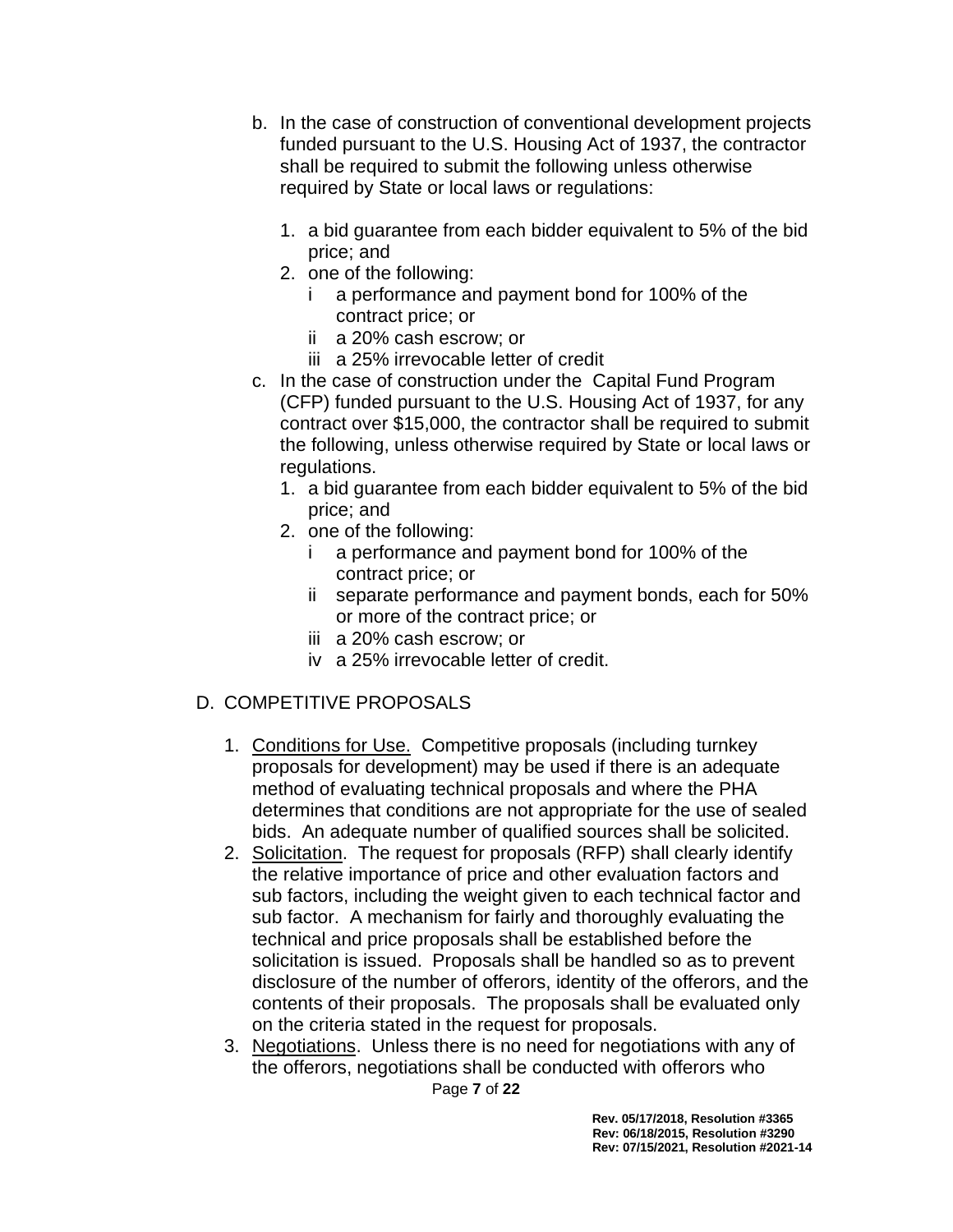b. In the case of construction of conventional development projects funded pursuant to the U.S. Housing Act of 1937, the contractor shall be required to submit the following unless otherwise required by State or local laws or regulations:

   1. a bid guarantee from each bidder equivalent to 5% of the bid price; and
   2. one of the following:
      i a performance and payment bond for 100% of the contract price; or
      ii a 20% cash escrow; or
      iii a 25% irrevocable letter of credit

c. In the case of construction under the Capital Fund Program (CFP) funded pursuant to the U.S. Housing Act of 1937, for any contract over $15,000, the contractor shall be required to submit the following, unless otherwise required by State or local laws or regulations.
   1. a bid guarantee from each bidder equivalent to 5% of the bid price; and
   2. one of the following:
      i a performance and payment bond for 100% of the contract price; or
      ii separate performance and payment bonds, each for 50% or more of the contract price; or
      iii a 20% cash escrow; or
      iv a 25% irrevocable letter of credit.

D. COMPETITIVE PROPOSALS

1. Conditions for Use. Competitive proposals (including turnkey proposals for development) may be used if there is an adequate method of evaluating technical proposals and where the PHA determines that conditions are not appropriate for the use of sealed bids. An adequate number of qualified sources shall be solicited.
2. Solicitation. The request for proposals (RFP) shall clearly identify the relative importance of price and other evaluation factors and sub factors, including the weight given to each technical factor and sub factor. A mechanism for fairly and thoroughly evaluating the technical and price proposals shall be established before the solicitation is issued. Proposals shall be handled so as to prevent disclosure of the number of offerors, identity of the offerors, and the contents of their proposals. The proposals shall be evaluated only on the criteria stated in the request for proposals.
3. Negotiations. Unless there is no need for negotiations with any of the offerors, negotiations shall be conducted with offerors who

Rev. 05/17/2018, Resolution #3365
Rev: 06/18/2015, Resolution #3290
Rev: 07/15/2021, Resolution #2021-14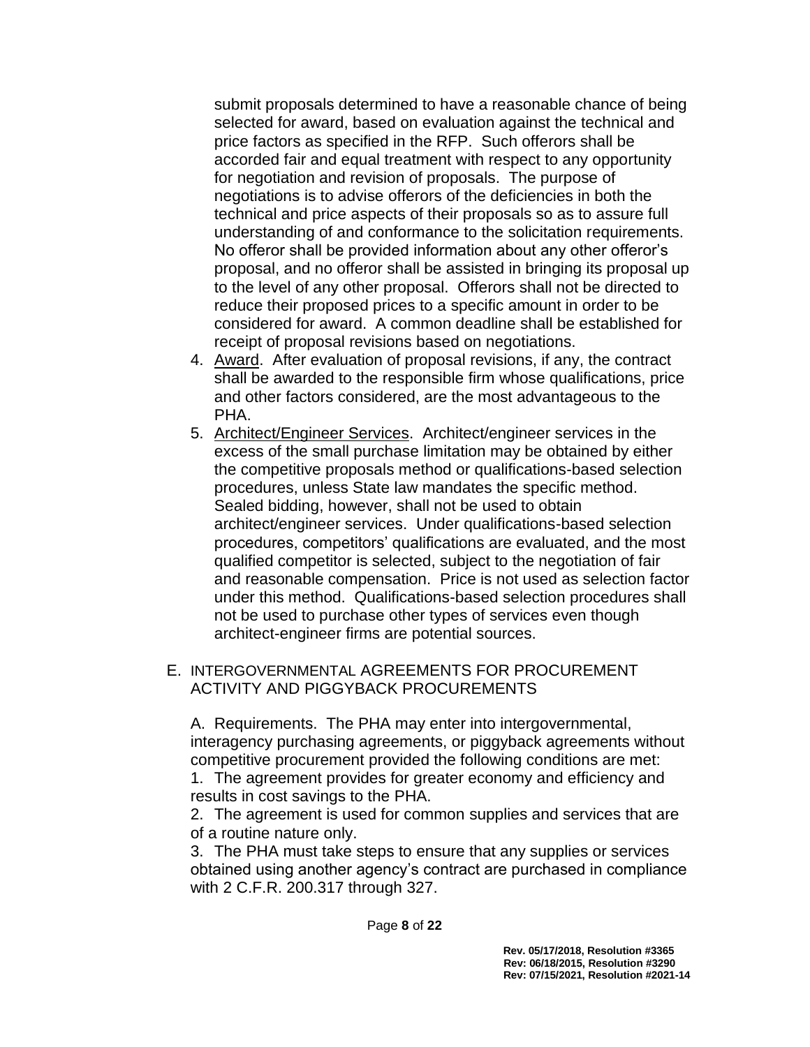submit proposals determined to have a reasonable chance of being selected for award, based on evaluation against the technical and price factors as specified in the RFP. Such offerors shall be accorded fair and equal treatment with respect to any opportunity for negotiation and revision of proposals. The purpose of negotiations is to advise offerors of the deficiencies in both the technical and price aspects of their proposals so as to assure full understanding of and conformance to the solicitation requirements. No offeror shall be provided information about any other offeror's proposal, and no offeror shall be assisted in bringing its proposal up to the level of any other proposal. Offerors shall not be directed to reduce their proposed prices to a specific amount in order to be considered for award. A common deadline shall be established for receipt of proposal revisions based on negotiations.

4. Award. After evaluation of proposal revisions, if any, the contract shall be awarded to the responsible firm whose qualifications, price and other factors considered, are the most advantageous to the PHA.
5. Architect/Engineer Services. Architect/engineer services in the excess of the small purchase limitation may be obtained by either the competitive proposals method or qualifications-based selection procedures, unless State law mandates the specific method. Sealed bidding, however, shall not be used to obtain architect/engineer services. Under qualifications-based selection procedures, competitors' qualifications are evaluated, and the most qualified competitor is selected, subject to the negotiation of fair and reasonable compensation. Price is not used as selection factor under this method. Qualifications-based selection procedures shall not be used to purchase other types of services even though architect-engineer firms are potential sources.

## E. INTERGOVERNMENTAL AGREEMENTS FOR PROCUREMENT ACTIVITY AND PIGGYBACK PROCUREMENTS

A. Requirements. The PHA may enter into intergovernmental, interagency purchasing agreements, or piggyback agreements without competitive procurement provided the following conditions are met:

1. The agreement provides for greater economy and efficiency and results in cost savings to the PHA.
2. The agreement is used for common supplies and services that are of a routine nature only.
3. The PHA must take steps to ensure that any supplies or services obtained using another agency's contract are purchased in compliance with 2 C.F.R. 200.317 through 327.

Rev. 05/17/2018, Resolution #3365
Rev: 06/18/2015, Resolution #3290
Rev: 07/15/2021, Resolution #2021-14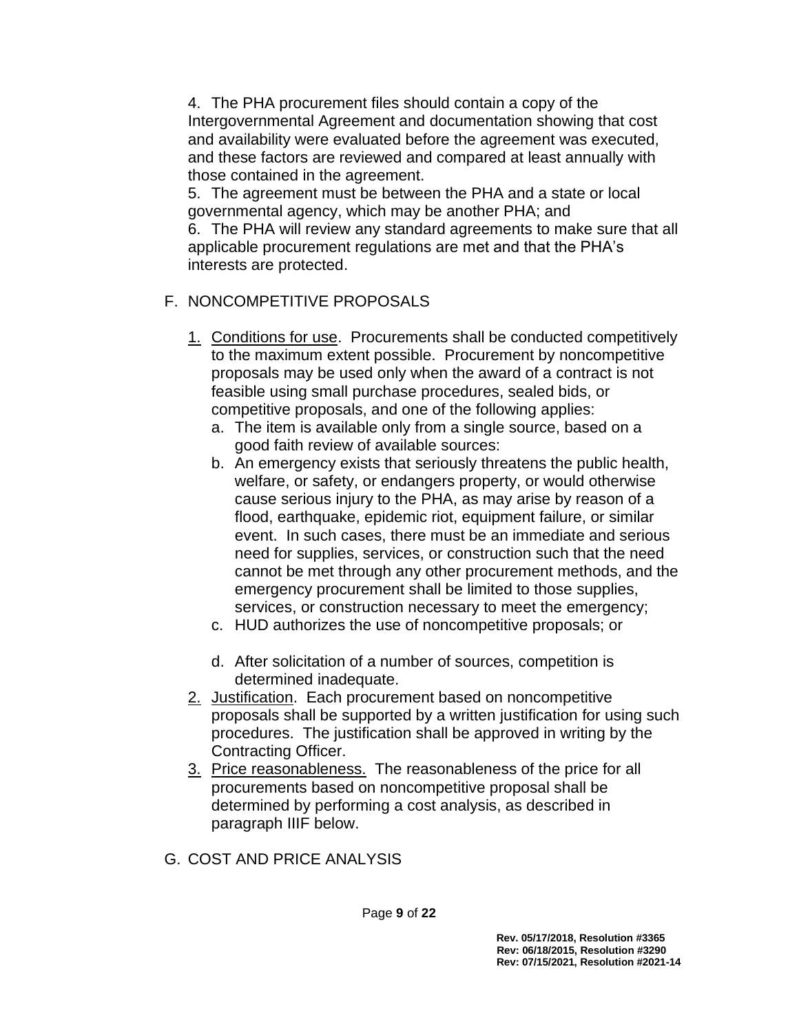4. The PHA procurement files should contain a copy of the Intergovernmental Agreement and documentation showing that cost and availability were evaluated before the agreement was executed, and these factors are reviewed and compared at least annually with those contained in the agreement.
5. The agreement must be between the PHA and a state or local governmental agency, which may be another PHA; and
6. The PHA will review any standard agreements to make sure that all applicable procurement regulations are met and that the PHA's interests are protected.

F. NONCOMPETITIVE PROPOSALS

1. Conditions for use. Procurements shall be conducted competitively to the maximum extent possible. Procurement by noncompetitive proposals may be used only when the award of a contract is not feasible using small purchase procedures, sealed bids, or competitive proposals, and one of the following applies:
   a. The item is available only from a single source, based on a good faith review of available sources:
   b. An emergency exists that seriously threatens the public health, welfare, or safety, or endangers property, or would otherwise cause serious injury to the PHA, as may arise by reason of a flood, earthquake, epidemic riot, equipment failure, or similar event. In such cases, there must be an immediate and serious need for supplies, services, or construction such that the need cannot be met through any other procurement methods, and the emergency procurement shall be limited to those supplies, services, or construction necessary to meet the emergency;
   c. HUD authorizes the use of noncompetitive proposals; or
   d. After solicitation of a number of sources, competition is determined inadequate.
2. Justification. Each procurement based on noncompetitive proposals shall be supported by a written justification for using such procedures. The justification shall be approved in writing by the Contracting Officer.
3. Price reasonableness. The reasonableness of the price for all procurements based on noncompetitive proposal shall be determined by performing a cost analysis, as described in paragraph IIIF below.

G. COST AND PRICE ANALYSIS

**Rev. 05/17/2018, Resolution #3365**
**Rev: 06/18/2015, Resolution #3290**
**Rev: 07/15/2021, Resolution #2021-14**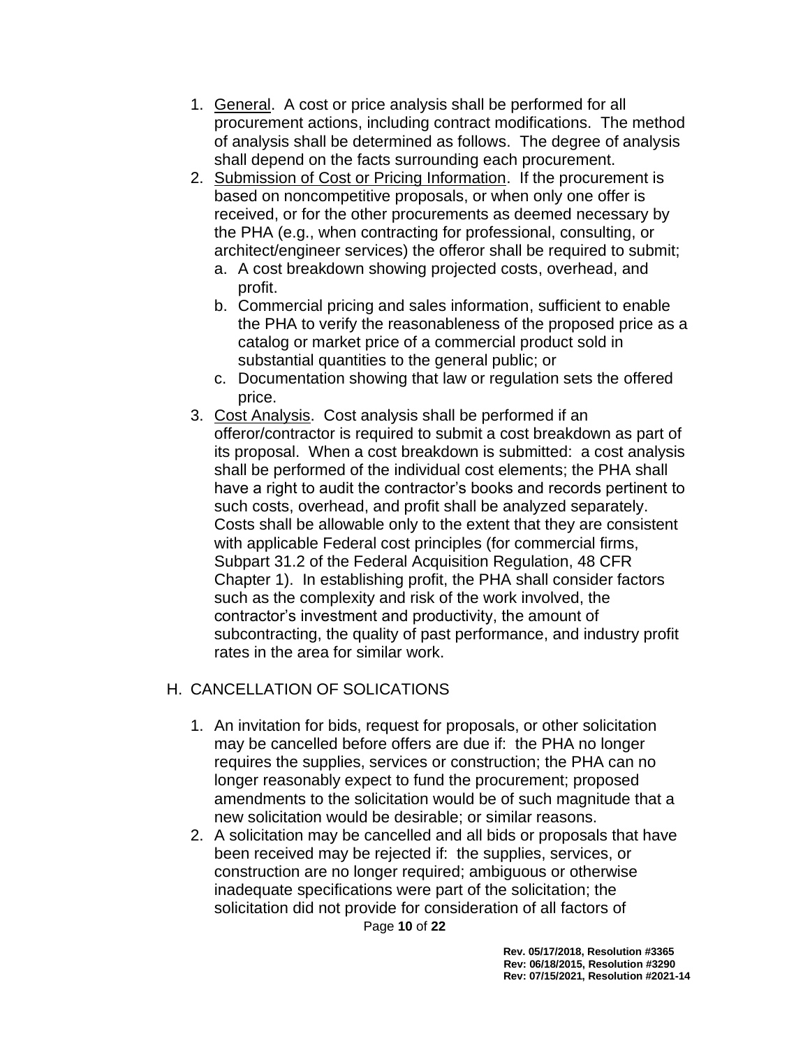1. General. A cost or price analysis shall be performed for all procurement actions, including contract modifications. The method of analysis shall be determined as follows. The degree of analysis shall depend on the facts surrounding each procurement.
2. Submission of Cost or Pricing Information. If the procurement is based on noncompetitive proposals, or when only one offer is received, or for the other procurements as deemed necessary by the PHA (e.g., when contracting for professional, consulting, or architect/engineer services) the offeror shall be required to submit;
   a. A cost breakdown showing projected costs, overhead, and profit.
   b. Commercial pricing and sales information, sufficient to enable the PHA to verify the reasonableness of the proposed price as a catalog or market price of a commercial product sold in substantial quantities to the general public; or
   c. Documentation showing that law or regulation sets the offered price.
3. Cost Analysis. Cost analysis shall be performed if an offeror/contractor is required to submit a cost breakdown as part of its proposal. When a cost breakdown is submitted: a cost analysis shall be performed of the individual cost elements; the PHA shall have a right to audit the contractor's books and records pertinent to such costs, overhead, and profit shall be analyzed separately. Costs shall be allowable only to the extent that they are consistent with applicable Federal cost principles (for commercial firms, Subpart 31.2 of the Federal Acquisition Regulation, 48 CFR Chapter 1). In establishing profit, the PHA shall consider factors such as the complexity and risk of the work involved, the contractor's investment and productivity, the amount of subcontracting, the quality of past performance, and industry profit rates in the area for similar work.

## H. CANCELLATION OF SOLICATIONS

1. An invitation for bids, request for proposals, or other solicitation may be cancelled before offers are due if: the PHA no longer requires the supplies, services or construction; the PHA can no longer reasonably expect to fund the procurement; proposed amendments to the solicitation would be of such magnitude that a new solicitation would be desirable; or similar reasons.
2. A solicitation may be cancelled and all bids or proposals that have been received may be rejected if: the supplies, services, or construction are no longer required; ambiguous or otherwise inadequate specifications were part of the solicitation; the solicitation did not provide for consideration of all factors of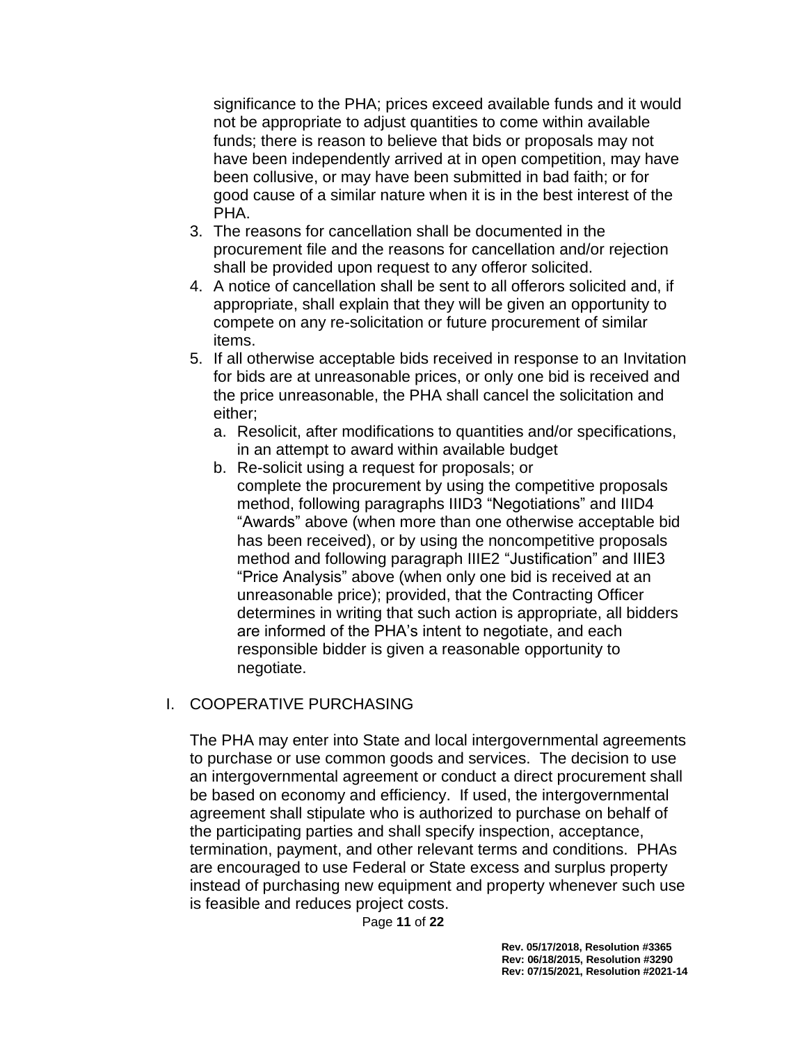significance to the PHA; prices exceed available funds and it would not be appropriate to adjust quantities to come within available funds; there is reason to believe that bids or proposals may not have been independently arrived at in open competition, may have been collusive, or may have been submitted in bad faith; or for good cause of a similar nature when it is in the best interest of the PHA.

3. The reasons for cancellation shall be documented in the procurement file and the reasons for cancellation and/or rejection shall be provided upon request to any offeror solicited.
4. A notice of cancellation shall be sent to all offerors solicited and, if appropriate, shall explain that they will be given an opportunity to compete on any re-solicitation or future procurement of similar items.
5. If all otherwise acceptable bids received in response to an Invitation for bids are at unreasonable prices, or only one bid is received and the price unreasonable, the PHA shall cancel the solicitation and either;
   a. Resolicit, after modifications to quantities and/or specifications, in an attempt to award within available budget
   b. Re-solicit using a request for proposals; or
   complete the procurement by using the competitive proposals method, following paragraphs IIID3 "Negotiations" and IIID4 "Awards" above (when more than one otherwise acceptable bid has been received), or by using the noncompetitive proposals method and following paragraph IIIE2 "Justification" and IIIE3 "Price Analysis" above (when only one bid is received at an unreasonable price); provided, that the Contracting Officer determines in writing that such action is appropriate, all bidders are informed of the PHA's intent to negotiate, and each responsible bidder is given a reasonable opportunity to negotiate.

## I. COOPERATIVE PURCHASING

The PHA may enter into State and local intergovernmental agreements to purchase or use common goods and services. The decision to use an intergovernmental agreement or conduct a direct procurement shall be based on economy and efficiency. If used, the intergovernmental agreement shall stipulate who is authorized to purchase on behalf of the participating parties and shall specify inspection, acceptance, termination, payment, and other relevant terms and conditions. PHAs are encouraged to use Federal or State excess and surplus property instead of purchasing new equipment and property whenever such use is feasible and reduces project costs.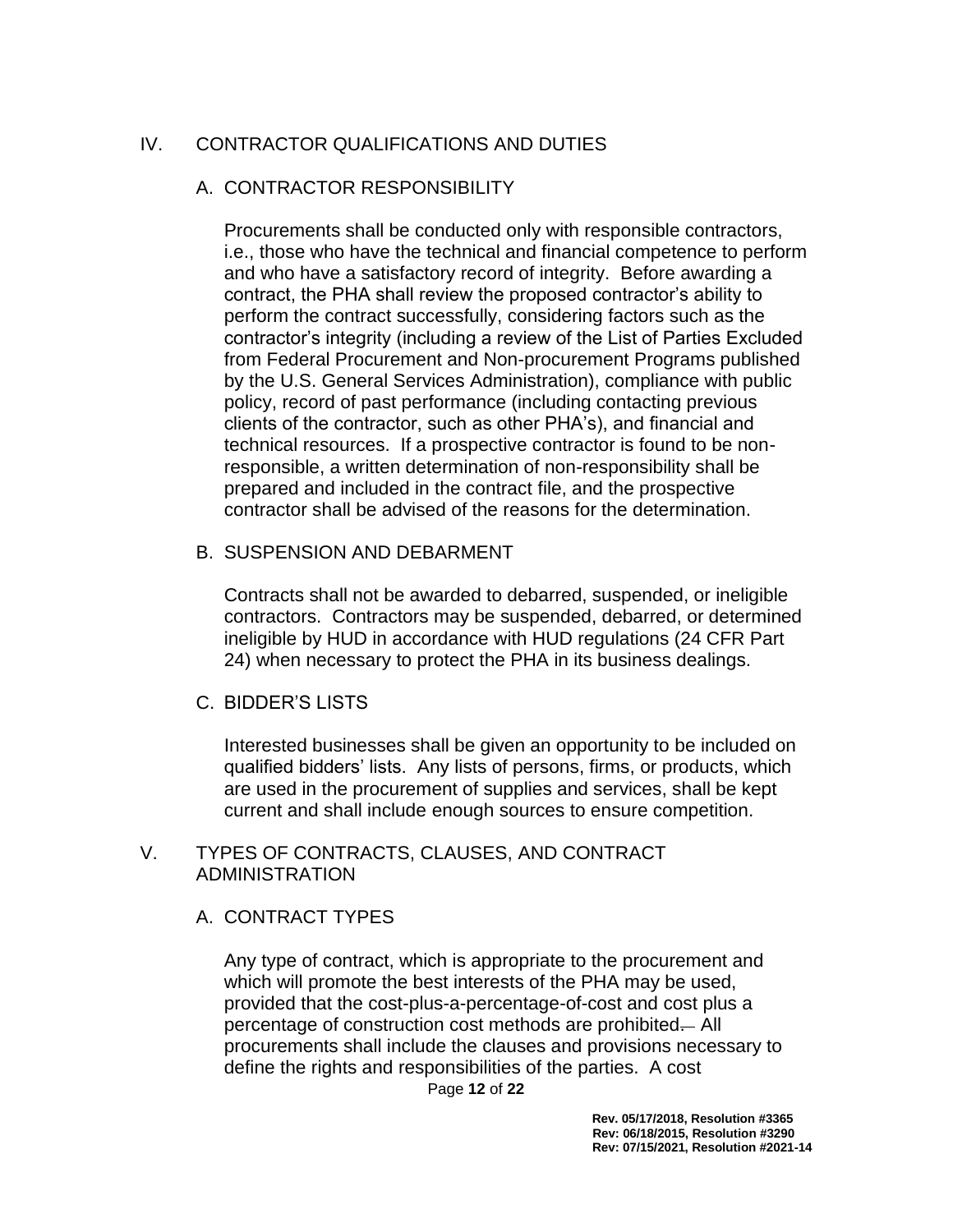## IV. CONTRACTOR QUALIFICATIONS AND DUTIES

### A. CONTRACTOR RESPONSIBILITY

Procurements shall be conducted only with responsible contractors, i.e., those who have the technical and financial competence to perform and who have a satisfactory record of integrity. Before awarding a contract, the PHA shall review the proposed contractor's ability to perform the contract successfully, considering factors such as the contractor's integrity (including a review of the List of Parties Excluded from Federal Procurement and Non-procurement Programs published by the U.S. General Services Administration), compliance with public policy, record of past performance (including contacting previous clients of the contractor, such as other PHA's), and financial and technical resources. If a prospective contractor is found to be non-responsible, a written determination of non-responsibility shall be prepared and included in the contract file, and the prospective contractor shall be advised of the reasons for the determination.

### B. SUSPENSION AND DEBARMENT

Contracts shall not be awarded to debarred, suspended, or ineligible contractors. Contractors may be suspended, debarred, or determined ineligible by HUD in accordance with HUD regulations (24 CFR Part 24) when necessary to protect the PHA in its business dealings.

### C. BIDDER'S LISTS

Interested businesses shall be given an opportunity to be included on qualified bidders' lists. Any lists of persons, firms, or products, which are used in the procurement of supplies and services, shall be kept current and shall include enough sources to ensure competition.

## V. TYPES OF CONTRACTS, CLAUSES, AND CONTRACT ADMINISTRATION

### A. CONTRACT TYPES

Any type of contract, which is appropriate to the procurement and which will promote the best interests of the PHA may be used, provided that the cost-plus-a-percentage-of-cost and cost plus a percentage of construction cost methods are prohibited. All procurements shall include the clauses and provisions necessary to define the rights and responsibilities of the parties. A cost

Rev. 05/17/2018, Resolution #3365
Rev: 06/18/2015, Resolution #3290
Rev: 07/15/2021, Resolution #2021-14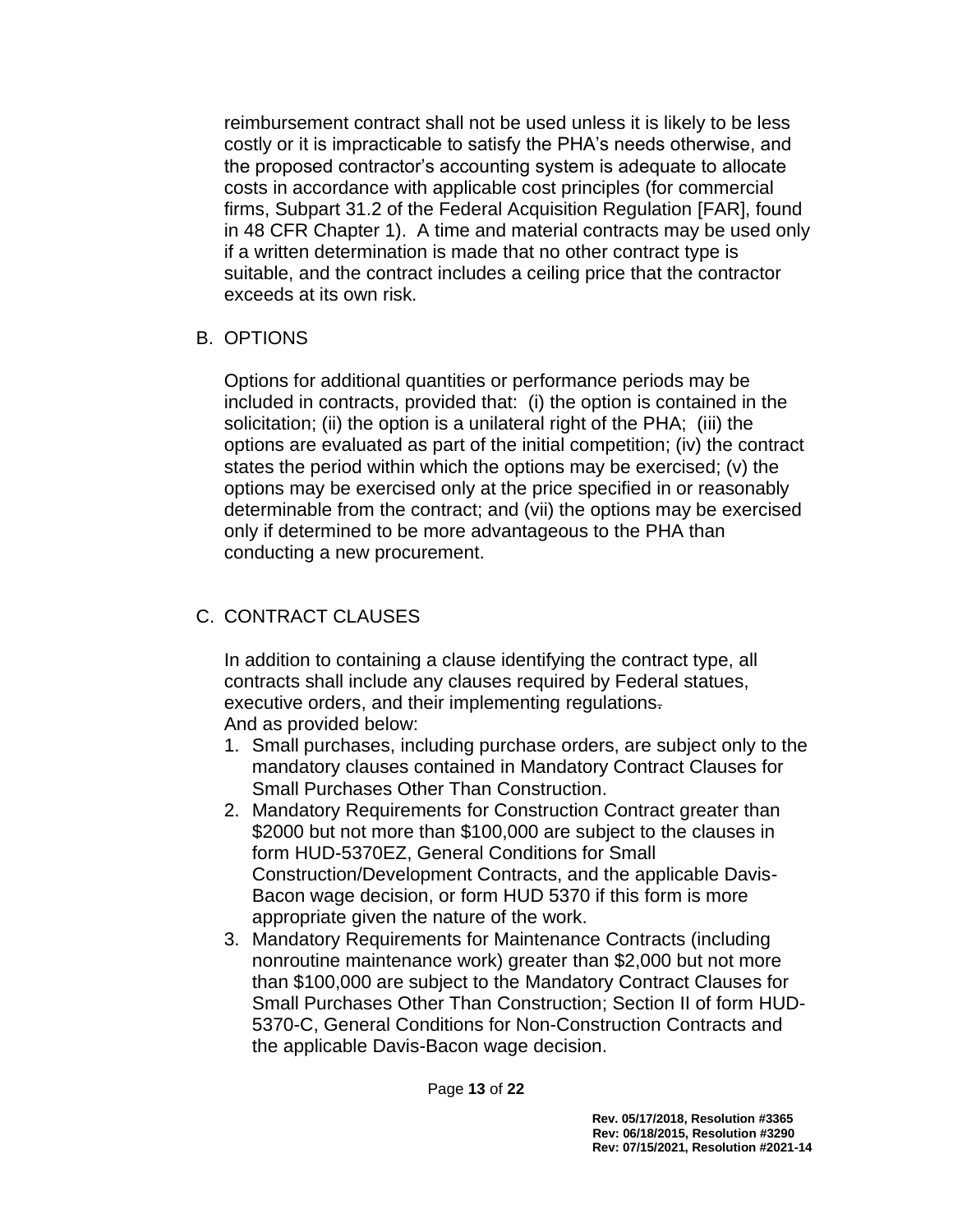reimbursement contract shall not be used unless it is likely to be less costly or it is impracticable to satisfy the PHA's needs otherwise, and the proposed contractor's accounting system is adequate to allocate costs in accordance with applicable cost principles (for commercial firms, Subpart 31.2 of the Federal Acquisition Regulation [FAR], found in 48 CFR Chapter 1). A time and material contracts may be used only if a written determination is made that no other contract type is suitable, and the contract includes a ceiling price that the contractor exceeds at its own risk.

B. OPTIONS

Options for additional quantities or performance periods may be included in contracts, provided that: (i) the option is contained in the solicitation; (ii) the option is a unilateral right of the PHA; (iii) the options are evaluated as part of the initial competition; (iv) the contract states the period within which the options may be exercised; (v) the options may be exercised only at the price specified in or reasonably determinable from the contract; and (vii) the options may be exercised only if determined to be more advantageous to the PHA than conducting a new procurement.

C. CONTRACT CLAUSES

In addition to containing a clause identifying the contract type, all contracts shall include any clauses required by Federal statues, executive orders, and their implementing regulations.
And as provided below:

1. Small purchases, including purchase orders, are subject only to the mandatory clauses contained in Mandatory Contract Clauses for Small Purchases Other Than Construction.
2. Mandatory Requirements for Construction Contract greater than \$2000 but not more than \$100,000 are subject to the clauses in form HUD-5370EZ, General Conditions for Small Construction/Development Contracts, and the applicable Davis-Bacon wage decision, or form HUD 5370 if this form is more appropriate given the nature of the work.
3. Mandatory Requirements for Maintenance Contracts (including nonroutine maintenance work) greater than \$2,000 but not more than \$100,000 are subject to the Mandatory Contract Clauses for Small Purchases Other Than Construction; Section II of form HUD-5370-C, General Conditions for Non-Construction Contracts and the applicable Davis-Bacon wage decision.

Rev. 05/17/2018, Resolution #3365
Rev: 06/18/2015, Resolution #3290
Rev: 07/15/2021, Resolution #2021-14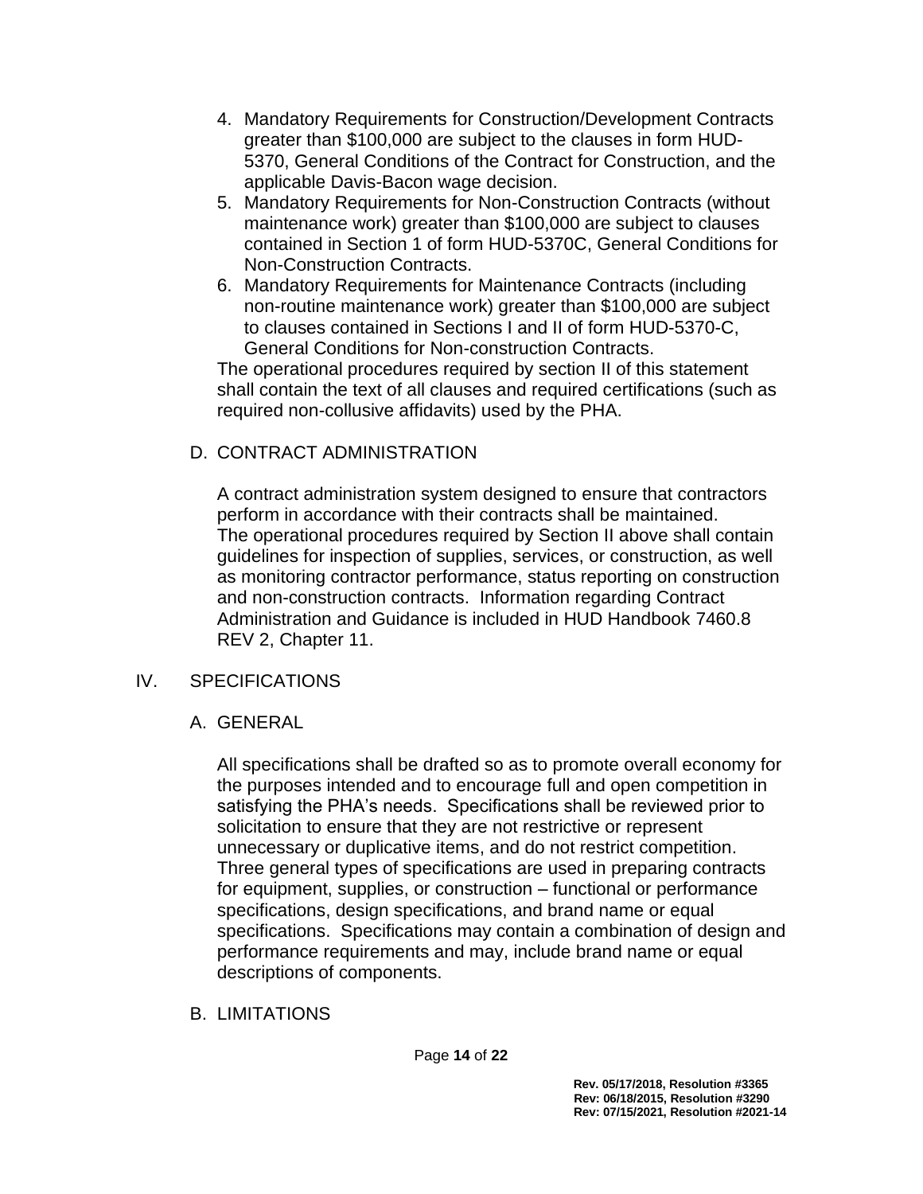4. Mandatory Requirements for Construction/Development Contracts greater than $100,000 are subject to the clauses in form HUD-5370, General Conditions of the Contract for Construction, and the applicable Davis-Bacon wage decision.
5. Mandatory Requirements for Non-Construction Contracts (without maintenance work) greater than $100,000 are subject to clauses contained in Section 1 of form HUD-5370C, General Conditions for Non-Construction Contracts.
6. Mandatory Requirements for Maintenance Contracts (including non-routine maintenance work) greater than $100,000 are subject to clauses contained in Sections I and II of form HUD-5370-C, General Conditions for Non-construction Contracts.

The operational procedures required by section II of this statement shall contain the text of all clauses and required certifications (such as required non-collusive affidavits) used by the PHA.

### D. CONTRACT ADMINISTRATION

A contract administration system designed to ensure that contractors perform in accordance with their contracts shall be maintained. The operational procedures required by Section II above shall contain guidelines for inspection of supplies, services, or construction, as well as monitoring contractor performance, status reporting on construction and non-construction contracts. Information regarding Contract Administration and Guidance is included in HUD Handbook 7460.8 REV 2, Chapter 11.

## IV. SPECIFICATIONS

### A. GENERAL

All specifications shall be drafted so as to promote overall economy for the purposes intended and to encourage full and open competition in satisfying the PHA's needs. Specifications shall be reviewed prior to solicitation to ensure that they are not restrictive or represent unnecessary or duplicative items, and do not restrict competition. Three general types of specifications are used in preparing contracts for equipment, supplies, or construction – functional or performance specifications, design specifications, and brand name or equal specifications. Specifications may contain a combination of design and performance requirements and may, include brand name or equal descriptions of components.

### B. LIMITATIONS

Rev. 05/17/2018, Resolution #3365
Rev: 06/18/2015, Resolution #3290
Rev: 07/15/2021, Resolution #2021-14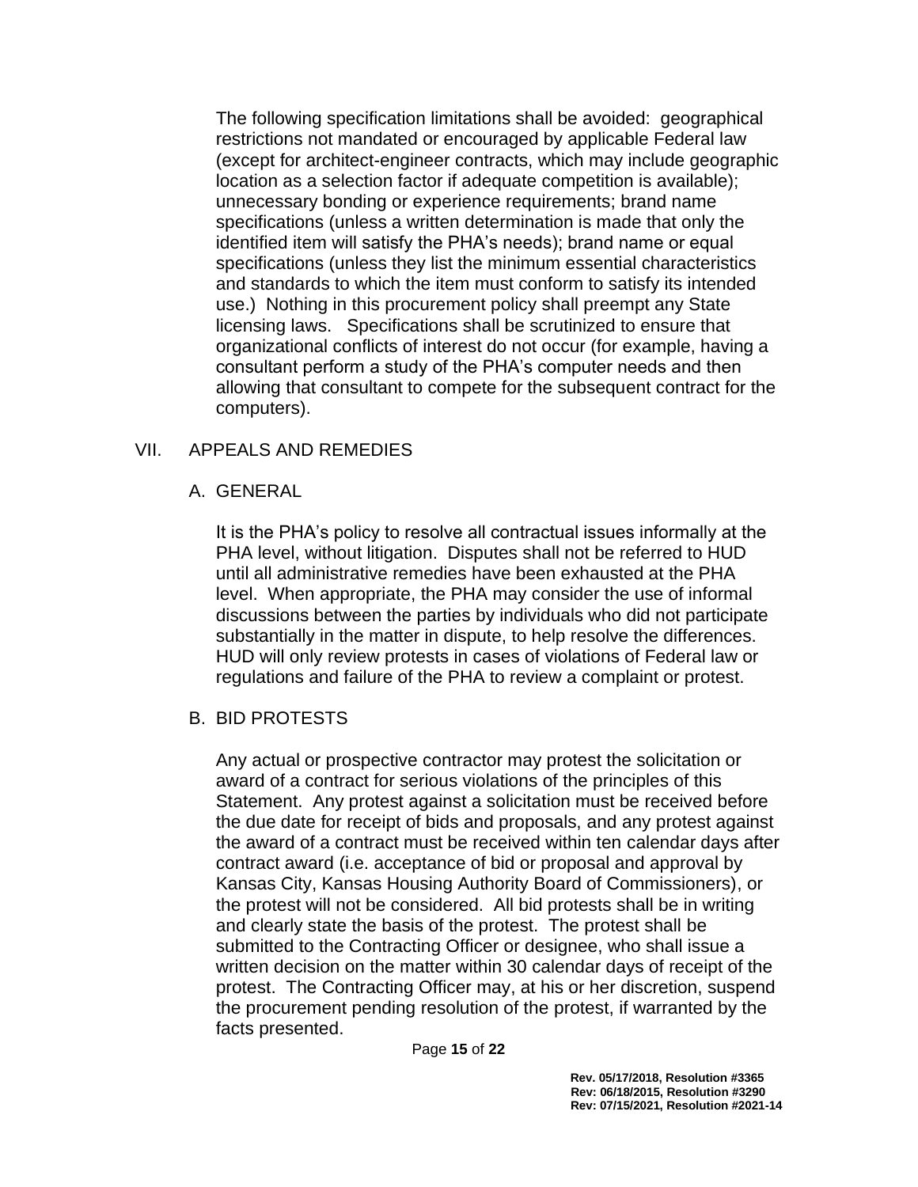The following specification limitations shall be avoided: geographical restrictions not mandated or encouraged by applicable Federal law (except for architect-engineer contracts, which may include geographic location as a selection factor if adequate competition is available); unnecessary bonding or experience requirements; brand name specifications (unless a written determination is made that only the identified item will satisfy the PHA's needs); brand name or equal specifications (unless they list the minimum essential characteristics and standards to which the item must conform to satisfy its intended use.) Nothing in this procurement policy shall preempt any State licensing laws. Specifications shall be scrutinized to ensure that organizational conflicts of interest do not occur (for example, having a consultant perform a study of the PHA's computer needs and then allowing that consultant to compete for the subsequent contract for the computers).

## VII. APPEALS AND REMEDIES

### A. GENERAL

It is the PHA's policy to resolve all contractual issues informally at the PHA level, without litigation. Disputes shall not be referred to HUD until all administrative remedies have been exhausted at the PHA level. When appropriate, the PHA may consider the use of informal discussions between the parties by individuals who did not participate substantially in the matter in dispute, to help resolve the differences. HUD will only review protests in cases of violations of Federal law or regulations and failure of the PHA to review a complaint or protest.

### B. BID PROTESTS

Any actual or prospective contractor may protest the solicitation or award of a contract for serious violations of the principles of this Statement. Any protest against a solicitation must be received before the due date for receipt of bids and proposals, and any protest against the award of a contract must be received within ten calendar days after contract award (i.e. acceptance of bid or proposal and approval by Kansas City, Kansas Housing Authority Board of Commissioners), or the protest will not be considered. All bid protests shall be in writing and clearly state the basis of the protest. The protest shall be submitted to the Contracting Officer or designee, who shall issue a written decision on the matter within 30 calendar days of receipt of the protest. The Contracting Officer may, at his or her discretion, suspend the procurement pending resolution of the protest, if warranted by the facts presented.

**Rev. 05/17/2018, Resolution #3365**
**Rev: 06/18/2015, Resolution #3290**
**Rev: 07/15/2021, Resolution #2021-14**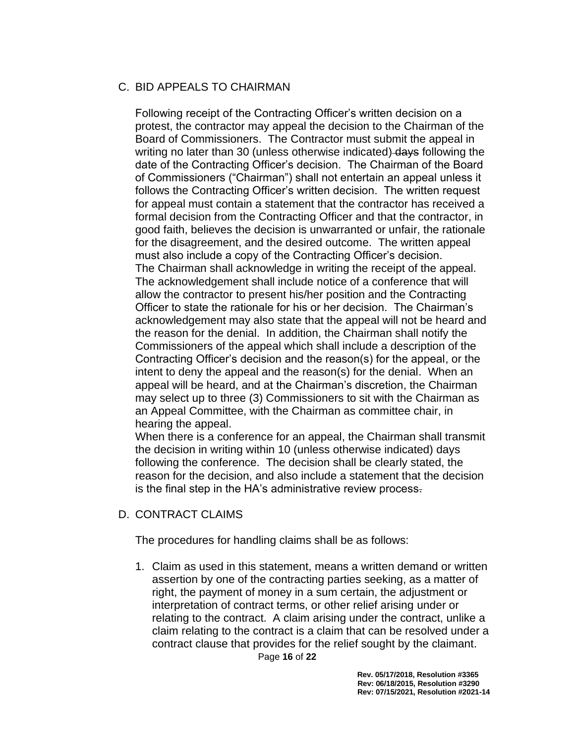## C. BID APPEALS TO CHAIRMAN

Following receipt of the Contracting Officer's written decision on a protest, the contractor may appeal the decision to the Chairman of the Board of Commissioners. The Contractor must submit the appeal in writing no later than 30 (unless otherwise indicated) ~~days~~ following the date of the Contracting Officer's decision. The Chairman of the Board of Commissioners ("Chairman") shall not entertain an appeal unless it follows the Contracting Officer's written decision. The written request for appeal must contain a statement that the contractor has received a formal decision from the Contracting Officer and that the contractor, in good faith, believes the decision is unwarranted or unfair, the rationale for the disagreement, and the desired outcome. The written appeal must also include a copy of the Contracting Officer's decision.

The Chairman shall acknowledge in writing the receipt of the appeal. The acknowledgement shall include notice of a conference that will allow the contractor to present his/her position and the Contracting Officer to state the rationale for his or her decision. The Chairman's acknowledgement may also state that the appeal will not be heard and the reason for the denial. In addition, the Chairman shall notify the Commissioners of the appeal which shall include a description of the Contracting Officer's decision and the reason(s) for the appeal, or the intent to deny the appeal and the reason(s) for the denial. When an appeal will be heard, and at the Chairman's discretion, the Chairman may select up to three (3) Commissioners to sit with the Chairman as an Appeal Committee, with the Chairman as committee chair, in hearing the appeal.

When there is a conference for an appeal, the Chairman shall transmit the decision in writing within 10 (unless otherwise indicated) days following the conference. The decision shall be clearly stated, the reason for the decision, and also include a statement that the decision is the final step in the HA's administrative review process~~.~~

## D. CONTRACT CLAIMS

The procedures for handling claims shall be as follows:

1. Claim as used in this statement, means a written demand or written assertion by one of the contracting parties seeking, as a matter of right, the payment of money in a sum certain, the adjustment or interpretation of contract terms, or other relief arising under or relating to the contract. A claim arising under the contract, unlike a claim relating to the contract is a claim that can be resolved under a contract clause that provides for the relief sought by the claimant.

Rev. 05/17/2018, Resolution #3365
Rev: 06/18/2015, Resolution #3290
Rev: 07/15/2021, Resolution #2021-14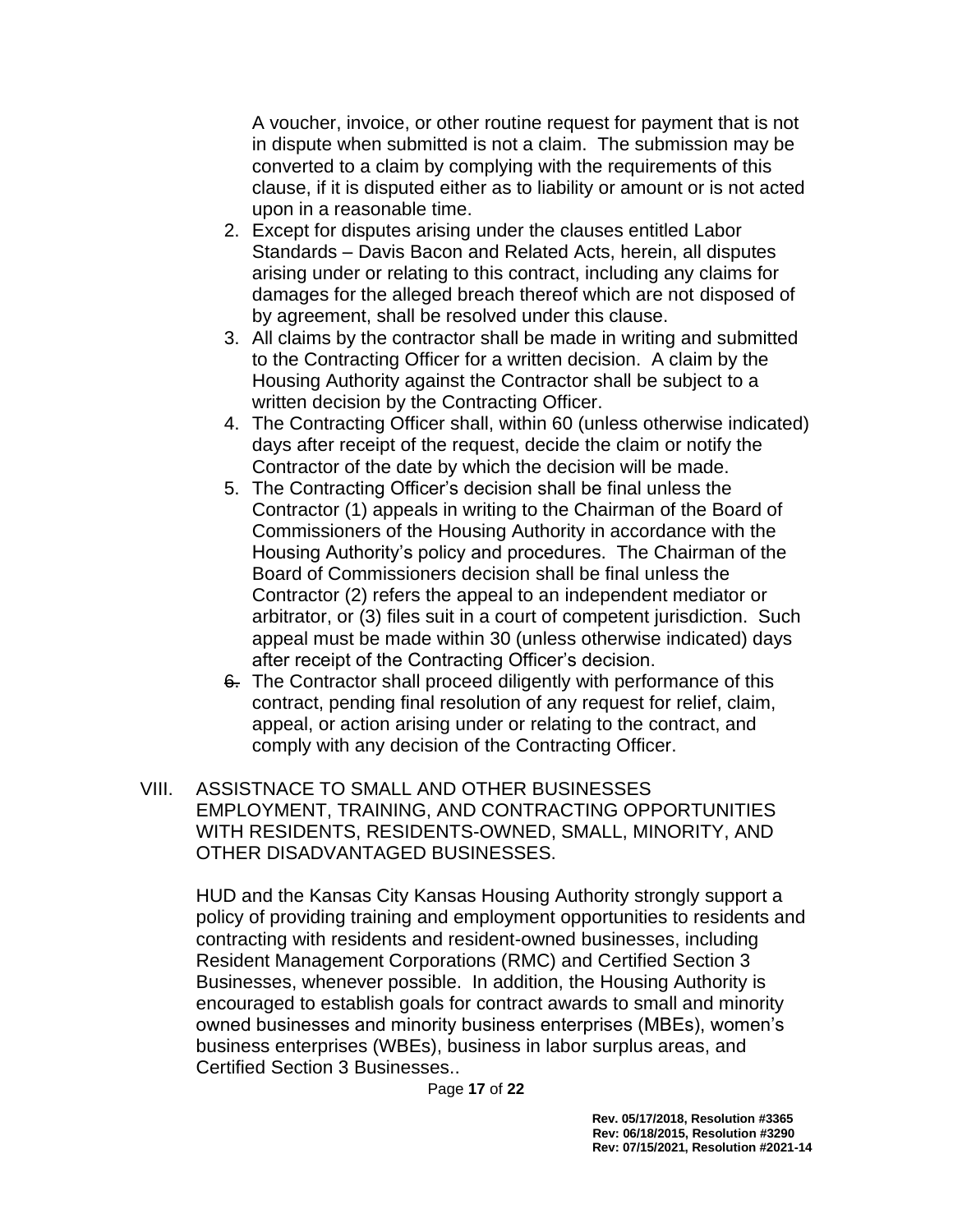A voucher, invoice, or other routine request for payment that is not in dispute when submitted is not a claim. The submission may be converted to a claim by complying with the requirements of this clause, if it is disputed either as to liability or amount or is not acted upon in a reasonable time.

2. Except for disputes arising under the clauses entitled Labor Standards – Davis Bacon and Related Acts, herein, all disputes arising under or relating to this contract, including any claims for damages for the alleged breach thereof which are not disposed of by agreement, shall be resolved under this clause.
3. All claims by the contractor shall be made in writing and submitted to the Contracting Officer for a written decision. A claim by the Housing Authority against the Contractor shall be subject to a written decision by the Contracting Officer.
4. The Contracting Officer shall, within 60 (unless otherwise indicated) days after receipt of the request, decide the claim or notify the Contractor of the date by which the decision will be made.
5. The Contracting Officer's decision shall be final unless the Contractor (1) appeals in writing to the Chairman of the Board of Commissioners of the Housing Authority in accordance with the Housing Authority's policy and procedures. The Chairman of the Board of Commissioners decision shall be final unless the Contractor (2) refers the appeal to an independent mediator or arbitrator, or (3) files suit in a court of competent jurisdiction. Such appeal must be made within 30 (unless otherwise indicated) days after receipt of the Contracting Officer's decision.
6. The Contractor shall proceed diligently with performance of this contract, pending final resolution of any request for relief, claim, appeal, or action arising under or relating to the contract, and comply with any decision of the Contracting Officer.

VIII. ASSISTNACE TO SMALL AND OTHER BUSINESSES EMPLOYMENT, TRAINING, AND CONTRACTING OPPORTUNITIES WITH RESIDENTS, RESIDENTS-OWNED, SMALL, MINORITY, AND OTHER DISADVANTAGED BUSINESSES.

HUD and the Kansas City Kansas Housing Authority strongly support a policy of providing training and employment opportunities to residents and contracting with residents and resident-owned businesses, including Resident Management Corporations (RMC) and Certified Section 3 Businesses, whenever possible. In addition, the Housing Authority is encouraged to establish goals for contract awards to small and minority owned businesses and minority business enterprises (MBEs), women's business enterprises (WBEs), business in labor surplus areas, and Certified Section 3 Businesses..

Rev. 05/17/2018, Resolution #3365
Rev: 06/18/2015, Resolution #3290
Rev: 07/15/2021, Resolution #2021-14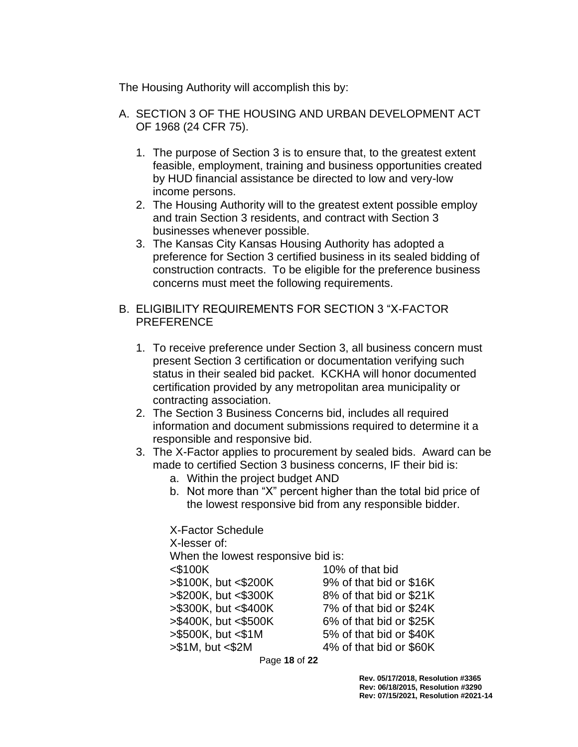The Housing Authority will accomplish this by:

A. SECTION 3 OF THE HOUSING AND URBAN DEVELOPMENT ACT OF 1968 (24 CFR 75).

   1. The purpose of Section 3 is to ensure that, to the greatest extent feasible, employment, training and business opportunities created by HUD financial assistance be directed to low and very-low income persons.
   2. The Housing Authority will to the greatest extent possible employ and train Section 3 residents, and contract with Section 3 businesses whenever possible.
   3. The Kansas City Kansas Housing Authority has adopted a preference for Section 3 certified business in its sealed bidding of construction contracts. To be eligible for the preference business concerns must meet the following requirements.

B. ELIGIBILITY REQUIREMENTS FOR SECTION 3 "X-FACTOR PREFERENCE

   1. To receive preference under Section 3, all business concern must present Section 3 certification or documentation verifying such status in their sealed bid packet. KCKHA will honor documented certification provided by any metropolitan area municipality or contracting association.
   2. The Section 3 Business Concerns bid, includes all required information and document submissions required to determine it a responsible and responsive bid.
   3. The X-Factor applies to procurement by sealed bids. Award can be made to certified Section 3 business concerns, IF their bid is:
      a. Within the project budget AND
      b. Not more than "X" percent higher than the total bid price of the lowest responsive bid from any responsible bidder.

      X-Factor Schedule
      X-lesser of:
      When the lowest responsive bid is:

| | |
|---|---|
| <$100K | 10% of that bid |
| >$100K, but <$200K | 9% of that bid or $16K |
| >$200K, but <$300K | 8% of that bid or $21K |
| >$300K, but <$400K | 7% of that bid or $24K |
| >$400K, but <$500K | 6% of that bid or $25K |
| >$500K, but <$1M | 5% of that bid or $40K |
| >$1M, but <$2M | 4% of that bid or $60K |

**Rev. 05/17/2018, Resolution #3365**
**Rev: 06/18/2015, Resolution #3290**
**Rev: 07/15/2021, Resolution #2021-14**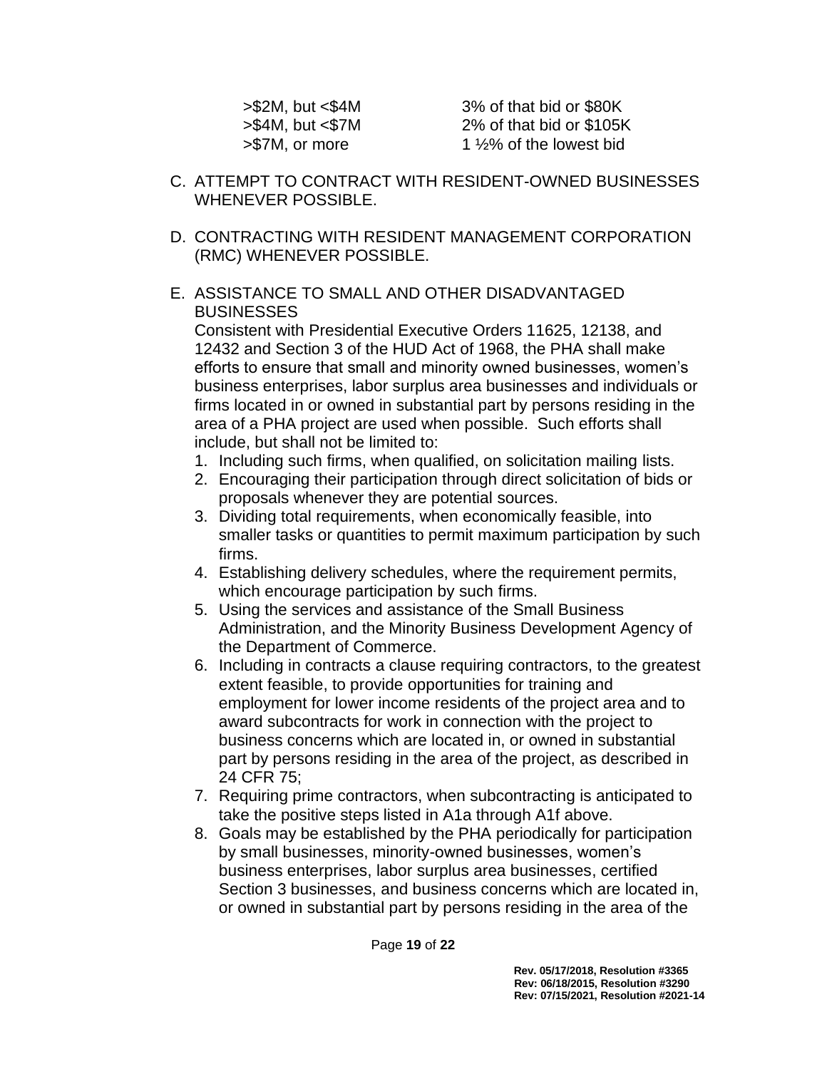| | |
|---|---|
| >$2M, but <$4M | 3% of that bid or $80K |
| >$4M, but <$7M | 2% of that bid or $105K |
| >$7M, or more | 1 ½% of the lowest bid |

C. ATTEMPT TO CONTRACT WITH RESIDENT-OWNED BUSINESSES WHENEVER POSSIBLE.

D. CONTRACTING WITH RESIDENT MANAGEMENT CORPORATION (RMC) WHENEVER POSSIBLE.

E. ASSISTANCE TO SMALL AND OTHER DISADVANTAGED BUSINESSES

Consistent with Presidential Executive Orders 11625, 12138, and 12432 and Section 3 of the HUD Act of 1968, the PHA shall make efforts to ensure that small and minority owned businesses, women's business enterprises, labor surplus area businesses and individuals or firms located in or owned in substantial part by persons residing in the area of a PHA project are used when possible. Such efforts shall include, but shall not be limited to:

1. Including such firms, when qualified, on solicitation mailing lists.
2. Encouraging their participation through direct solicitation of bids or proposals whenever they are potential sources.
3. Dividing total requirements, when economically feasible, into smaller tasks or quantities to permit maximum participation by such firms.
4. Establishing delivery schedules, where the requirement permits, which encourage participation by such firms.
5. Using the services and assistance of the Small Business Administration, and the Minority Business Development Agency of the Department of Commerce.
6. Including in contracts a clause requiring contractors, to the greatest extent feasible, to provide opportunities for training and employment for lower income residents of the project area and to award subcontracts for work in connection with the project to business concerns which are located in, or owned in substantial part by persons residing in the area of the project, as described in 24 CFR 75;
7. Requiring prime contractors, when subcontracting is anticipated to take the positive steps listed in A1a through A1f above.
8. Goals may be established by the PHA periodically for participation by small businesses, minority-owned businesses, women's business enterprises, labor surplus area businesses, certified Section 3 businesses, and business concerns which are located in, or owned in substantial part by persons residing in the area of the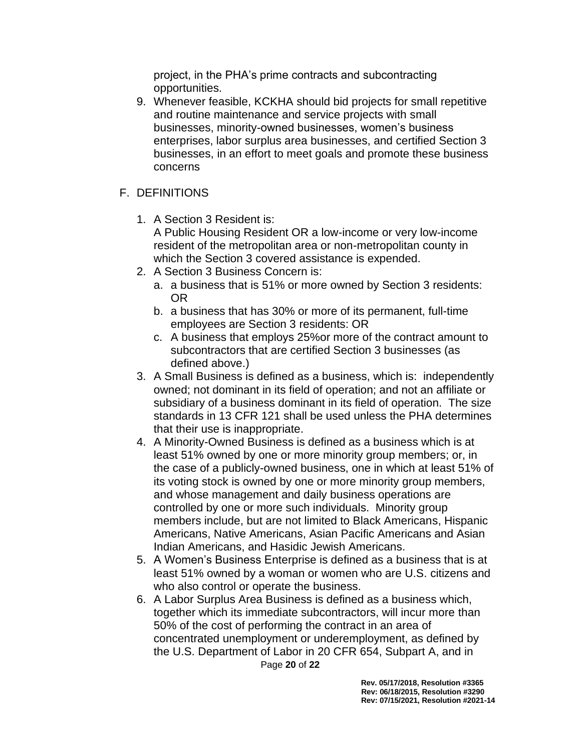project, in the PHA's prime contracts and subcontracting opportunities.

9. Whenever feasible, KCKHA should bid projects for small repetitive and routine maintenance and service projects with small businesses, minority-owned businesses, women's business enterprises, labor surplus area businesses, and certified Section 3 businesses, in an effort to meet goals and promote these business concerns

F. DEFINITIONS

1. A Section 3 Resident is:
   A Public Housing Resident OR a low-income or very low-income resident of the metropolitan area or non-metropolitan county in which the Section 3 covered assistance is expended.
2. A Section 3 Business Concern is:
   a. a business that is 51% or more owned by Section 3 residents: OR
   b. a business that has 30% or more of its permanent, full-time employees are Section 3 residents: OR
   c. A business that employs 25%or more of the contract amount to subcontractors that are certified Section 3 businesses (as defined above.)
3. A Small Business is defined as a business, which is: independently owned; not dominant in its field of operation; and not an affiliate or subsidiary of a business dominant in its field of operation. The size standards in 13 CFR 121 shall be used unless the PHA determines that their use is inappropriate.
4. A Minority-Owned Business is defined as a business which is at least 51% owned by one or more minority group members; or, in the case of a publicly-owned business, one in which at least 51% of its voting stock is owned by one or more minority group members, and whose management and daily business operations are controlled by one or more such individuals. Minority group members include, but are not limited to Black Americans, Hispanic Americans, Native Americans, Asian Pacific Americans and Asian Indian Americans, and Hasidic Jewish Americans.
5. A Women's Business Enterprise is defined as a business that is at least 51% owned by a woman or women who are U.S. citizens and who also control or operate the business.
6. A Labor Surplus Area Business is defined as a business which, together which its immediate subcontractors, will incur more than 50% of the cost of performing the contract in an area of concentrated unemployment or underemployment, as defined by the U.S. Department of Labor in 20 CFR 654, Subpart A, and in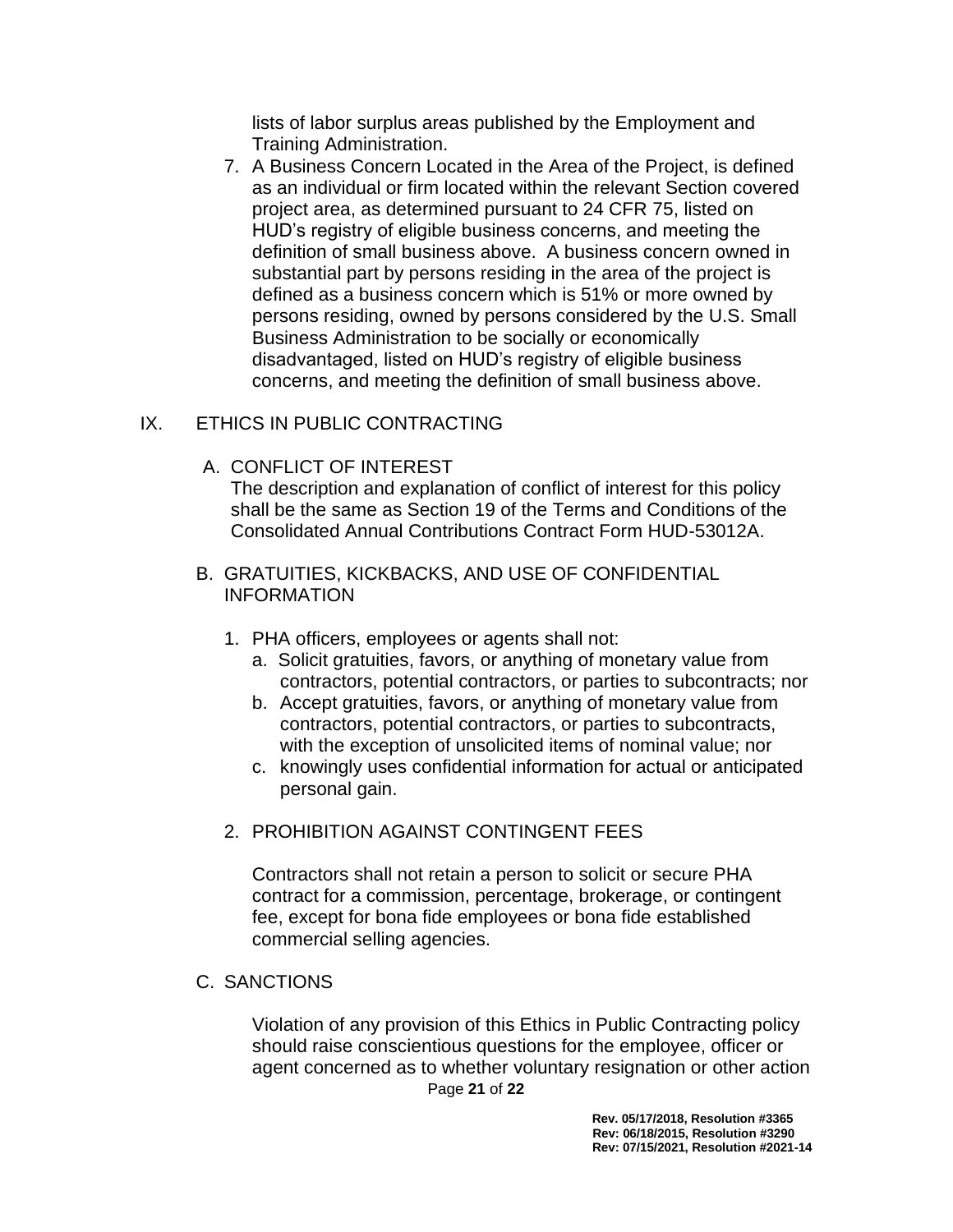lists of labor surplus areas published by the Employment and Training Administration.

7. A Business Concern Located in the Area of the Project, is defined as an individual or firm located within the relevant Section covered project area, as determined pursuant to 24 CFR 75, listed on HUD's registry of eligible business concerns, and meeting the definition of small business above. A business concern owned in substantial part by persons residing in the area of the project is defined as a business concern which is 51% or more owned by persons residing, owned by persons considered by the U.S. Small Business Administration to be socially or economically disadvantaged, listed on HUD's registry of eligible business concerns, and meeting the definition of small business above.

## IX. ETHICS IN PUBLIC CONTRACTING

### A. CONFLICT OF INTEREST

The description and explanation of conflict of interest for this policy shall be the same as Section 19 of the Terms and Conditions of the Consolidated Annual Contributions Contract Form HUD-53012A.

### B. GRATUITIES, KICKBACKS, AND USE OF CONFIDENTIAL INFORMATION

1. PHA officers, employees or agents shall not:
   a. Solicit gratuities, favors, or anything of monetary value from contractors, potential contractors, or parties to subcontracts; nor
   b. Accept gratuities, favors, or anything of monetary value from contractors, potential contractors, or parties to subcontracts, with the exception of unsolicited items of nominal value; nor
   c. knowingly uses confidential information for actual or anticipated personal gain.

2. PROHIBITION AGAINST CONTINGENT FEES

   Contractors shall not retain a person to solicit or secure PHA contract for a commission, percentage, brokerage, or contingent fee, except for bona fide employees or bona fide established commercial selling agencies.

### C. SANCTIONS

Violation of any provision of this Ethics in Public Contracting policy should raise conscientious questions for the employee, officer or agent concerned as to whether voluntary resignation or other action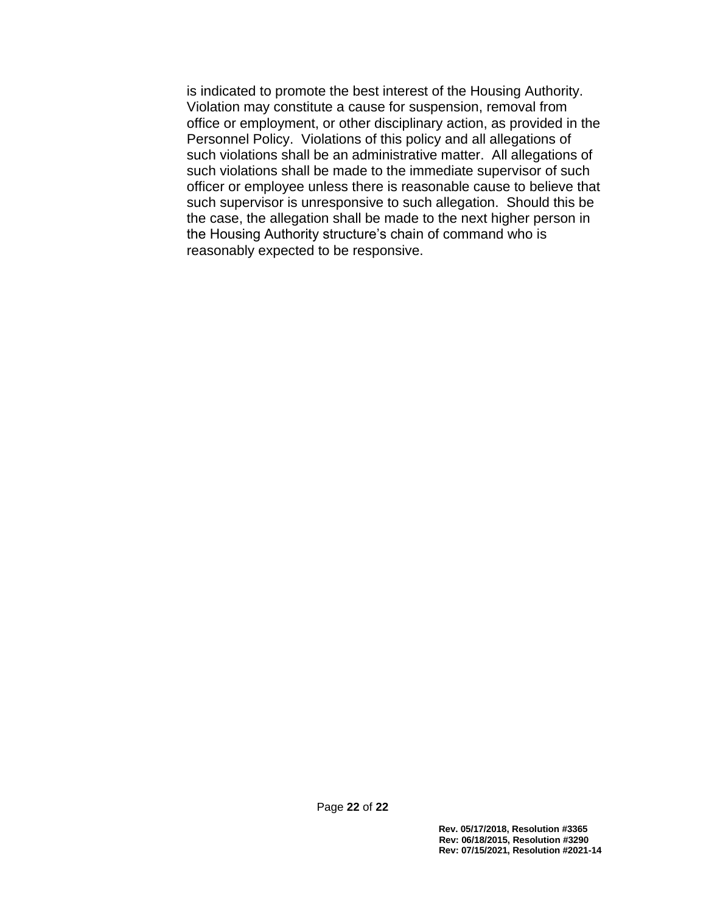is indicated to promote the best interest of the Housing Authority. Violation may constitute a cause for suspension, removal from office or employment, or other disciplinary action, as provided in the Personnel Policy. Violations of this policy and all allegations of such violations shall be an administrative matter. All allegations of such violations shall be made to the immediate supervisor of such officer or employee unless there is reasonable cause to believe that such supervisor is unresponsive to such allegation. Should this be the case, the allegation shall be made to the next higher person in the Housing Authority structure's chain of command who is reasonably expected to be responsive.

**Rev. 05/17/2018, Resolution #3365**
**Rev: 06/18/2015, Resolution #3290**
**Rev: 07/15/2021, Resolution #2021-14**